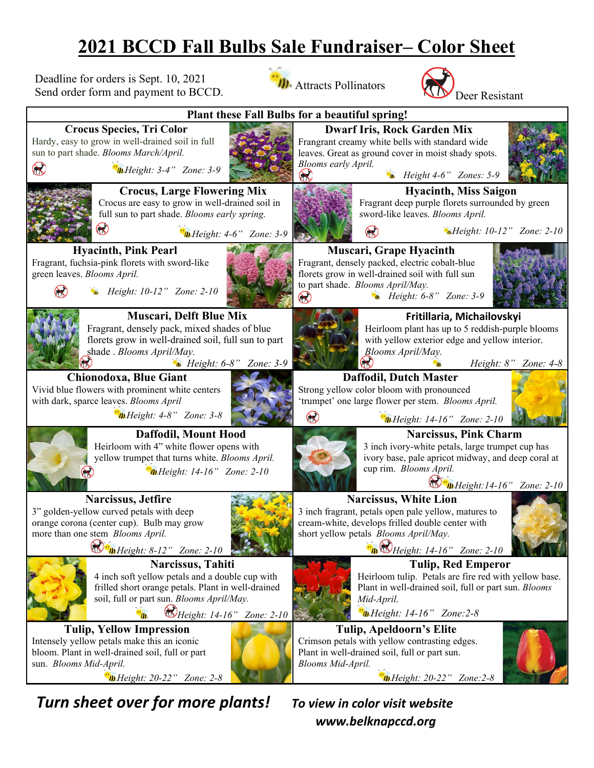# 2021 BCCD Fall Bulbs Sale Fundraiser– Color Sheet

Deadline for orders is Sept. 10, 2021
Send order form and payment to BCCD.

Attracts Pollinators

Deer Resistant

## Plant these Fall Bulbs for a beautiful spring!

### Crocus Species, Tri Color
Hardy, easy to grow in well-drained soil in full sun to part shade. *Blooms March/April.*
*Height: 3-4" Zone: 3-9*

### Dwarf Iris, Rock Garden Mix
Frangrant creamy white bells with standard wide leaves. Great as ground cover in moist shady spots. *Blooms early April.*
*Height 4-6" Zones: 5-9*

### Crocus, Large Flowering Mix
Crocus are easy to grow in well-drained soil in full sun to part shade. *Blooms early spring.*
*Height: 4-6" Zone: 3-9*

### Hyacinth, Miss Saigon
Fragrant deep purple florets surrounded by green sword-like leaves. *Blooms April.*
*Height: 10-12" Zone: 2-10*

### Hyacinth, Pink Pearl
Fragrant, fuchsia-pink florets with sword-like green leaves. *Blooms April.*
*Height: 10-12" Zone: 2-10*

### Muscari, Grape Hyacinth
Fragrant, densely packed, electric cobalt-blue florets grow in well-drained soil with full sun to part shade. *Blooms April/May.*
*Height: 6-8" Zone: 3-9*

### Muscari, Delft Blue Mix
Fragrant, densely pack, mixed shades of blue florets grow in well-drained soil, full sun to part shade . *Blooms April/May.*
*Height: 6-8" Zone: 3-9*

### Fritillaria, Michailovskyi
Heirloom plant has up to 5 reddish-purple blooms with yellow exterior edge and yellow interior. *Blooms April/May.*
*Height: 8" Zone: 4-8*

### Chionodoxa, Blue Giant
Vivid blue flowers with prominent white centers with dark, sparce leaves. *Blooms April*
*Height: 4-8" Zone: 3-8*

### Daffodil, Dutch Master
Strong yellow color bloom with pronounced 'trumpet' one large flower per stem. *Blooms April.*
*Height: 14-16" Zone: 2-10*

### Daffodil, Mount Hood
Heirloom with 4" white flower opens with yellow trumpet that turns white. *Blooms April.*
*Height: 14-16" Zone: 2-10*

### Narcissus, Pink Charm
3 inch ivory-white petals, large trumpet cup has ivory base, pale apricot midway, and deep coral at cup rim. *Blooms April.*
*Height:14-16" Zone: 2-10*

### Narcissus, Jetfire
3" golden-yellow curved petals with deep orange corona (center cup). Bulb may grow more than one stem *Blooms April.*
*Height: 8-12" Zone: 2-10*

### Narcissus, White Lion
3 inch fragrant, petals open pale yellow, matures to cream-white, develops frilled double center with short yellow petals *Blooms April/May.*
*Height: 14-16" Zone: 2-10*

### Narcissus, Tahiti
4 inch soft yellow petals and a double cup with frilled short orange petals. Plant in well-drained soil, full or part sun. *Blooms April/May.*
*Height: 14-16" Zone: 2-10*

### Tulip, Red Emperor
Heirloom tulip. Petals are fire red with yellow base. Plant in well-drained soil, full or part sun. *Blooms Mid-April.*
*Height: 14-16" Zone:2-8*

### Tulip, Yellow Impression
Intensely yellow petals make this an iconic bloom. Plant in well-drained soil, full or part sun. *Blooms Mid-April.*
*Height: 20-22" Zone: 2-8*

### Tulip, Apeldoorn's Elite
Crimson petals with yellow contrasting edges. Plant in well-drained soil, full or part sun. *Blooms Mid-April.*
*Height: 20-22" Zone:2-8*

***Turn sheet over for more plants!***

***To view in color visit website www.belknapccd.org***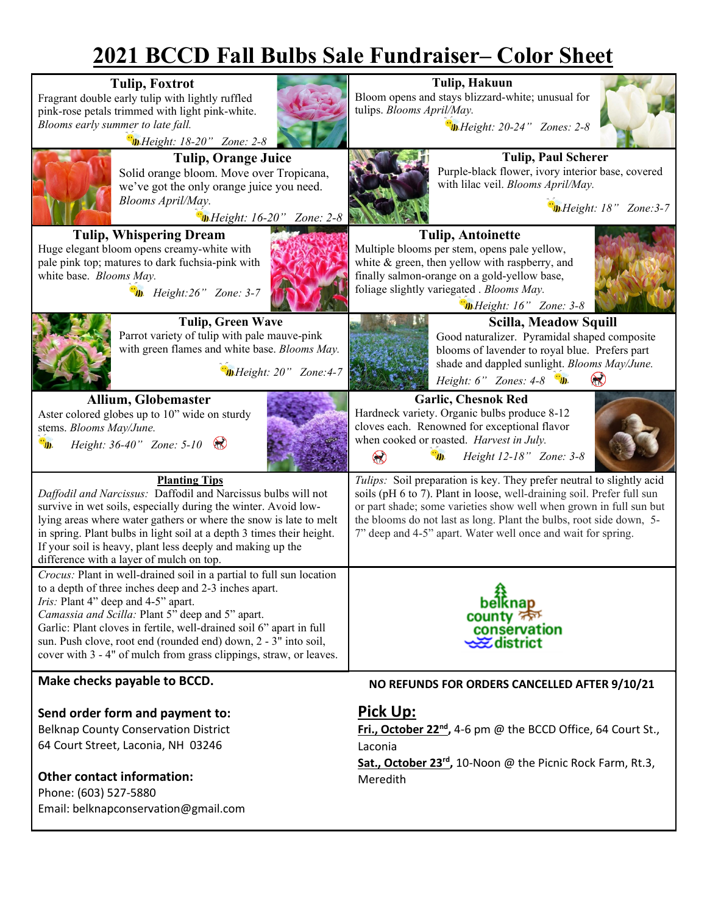# 2021 BCCD Fall Bulbs Sale Fundraiser– Color Sheet

### Tulip, Foxtrot

Fragrant double early tulip with lightly ruffled pink-rose petals trimmed with light pink-white. *Blooms early summer to late fall.*

*Height: 18-20" Zone: 2-8*

### Tulip, Hakuun

Bloom opens and stays blizzard-white; unusual for tulips. *Blooms April/May.*

*Height: 20-24" Zones: 2-8*

### Tulip, Orange Juice

Solid orange bloom. Move over Tropicana, we've got the only orange juice you need. *Blooms April/May.*

*Height: 16-20" Zone: 2-8*

### Tulip, Paul Scherer

Purple-black flower, ivory interior base, covered with lilac veil. *Blooms April/May.*

*Height: 18" Zone:3-7*

### Tulip, Whispering Dream

Huge elegant bloom opens creamy-white with pale pink top; matures to dark fuchsia-pink with white base. *Blooms May.*

*Height:26" Zone: 3-7*

### Tulip, Antoinette

Multiple blooms per stem, opens pale yellow, white & green, then yellow with raspberry, and finally salmon-orange on a gold-yellow base, foliage slightly variegated . *Blooms May.*

*Height: 16" Zone: 3-8*

### Tulip, Green Wave

Parrot variety of tulip with pale mauve-pink with green flames and white base. *Blooms May.*

*Height: 20" Zone:4-7*

### Scilla, Meadow Squill

Good naturalizer. Pyramidal shaped composite blooms of lavender to royal blue. Prefers part shade and dappled sunlight. *Blooms May/June.*

*Height: 6" Zones: 4-8*

### Allium, Globemaster

Aster colored globes up to 10" wide on sturdy stems. *Blooms May/June.*

*Height: 36-40" Zone: 5-10*

### Garlic, Chesnok Red

Hardneck variety. Organic bulbs produce 8-12 cloves each. Renowned for exceptional flavor when cooked or roasted. *Harvest in July.*

*Height 12-18" Zone: 3-8*

## Planting Tips

*Daffodil and Narcissus:* Daffodil and Narcissus bulbs will not survive in wet soils, especially during the winter. Avoid low-lying areas where water gathers or where the snow is late to melt in spring. Plant bulbs in light soil at a depth 3 times their height. If your soil is heavy, plant less deeply and making up the difference with a layer of mulch on top.

*Tulips:* Soil preparation is key. They prefer neutral to slightly acid soils (pH 6 to 7). Plant in loose, well-draining soil. Prefer full sun or part shade; some varieties show well when grown in full sun but the blooms do not last as long. Plant the bulbs, root side down, 5-7" deep and 4-5" apart. Water well once and wait for spring.

*Crocus:* Plant in well-drained soil in a partial to full sun location to a depth of three inches deep and 2-3 inches apart.
*Iris:* Plant 4" deep and 4-5" apart.
*Camassia and Scilla:* Plant 5" deep and 5" apart.
Garlic: Plant cloves in fertile, well-drained soil 6" apart in full sun. Push clove, root end (rounded end) down, 2 - 3" into soil, cover with 3 - 4" of mulch from grass clippings, straw, or leaves.

belknap county conservation district

**Make checks payable to BCCD.**

**Send order form and payment to:**
Belknap County Conservation District
64 Court Street, Laconia, NH 03246

**Other contact information:**
Phone: (603) 527-5880
Email: belknapconservation@gmail.com

**NO REFUNDS FOR ORDERS CANCELLED AFTER 9/10/21**

**Pick Up:**
**Fri., October 22nd**, 4-6 pm @ the BCCD Office, 64 Court St., Laconia
**Sat., October 23rd**, 10-Noon @ the Picnic Rock Farm, Rt.3, Meredith